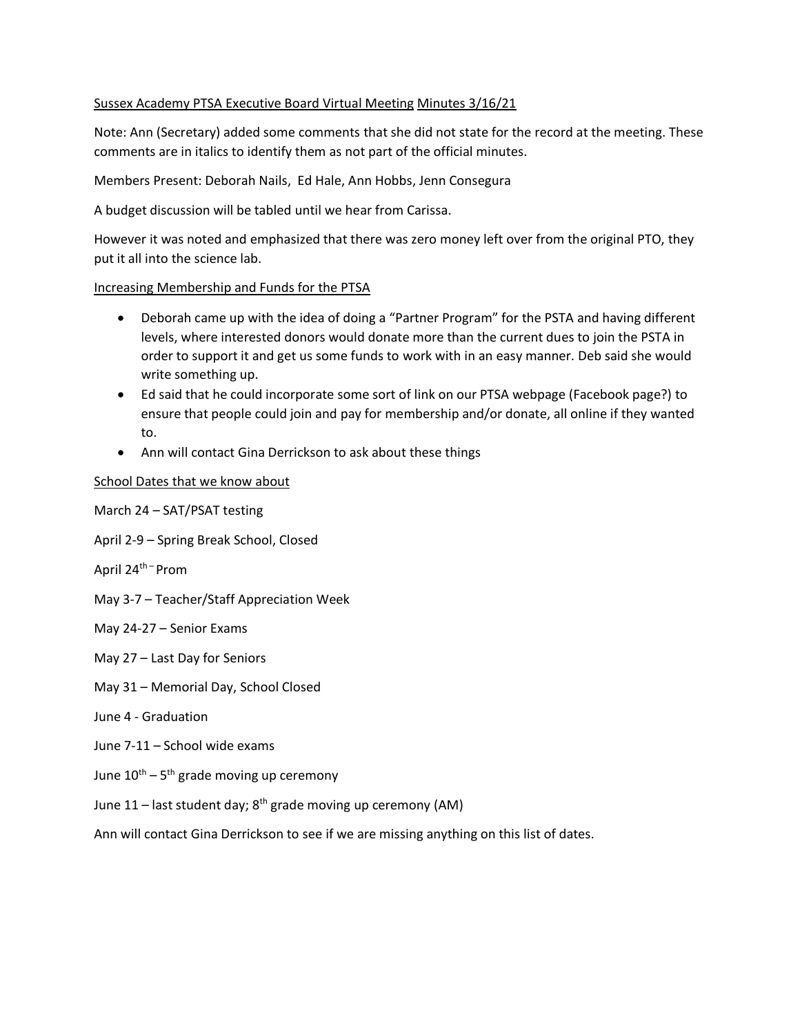Sussex Academy PTSA Executive Board Virtual Meeting Minutes 3/16/21

Note: Ann (Secretary) added some comments that she did not state for the record at the meeting. These comments are in italics to identify them as not part of the official minutes.

Members Present: Deborah Nails, Ed Hale, Ann Hobbs, Jenn Consegura

A budget discussion will be tabled until we hear from Carissa.

However it was noted and emphasized that there was zero money left over from the original PTO, they put it all into the science lab.

Increasing Membership and Funds for the PTSA

- Deborah came up with the idea of doing a "Partner Program" for the PSTA and having different levels, where interested donors would donate more than the current dues to join the PSTA in order to support it and get us some funds to work with in an easy manner. Deb said she would write something up.
- Ed said that he could incorporate some sort of link on our PTSA webpage (Facebook page?) to ensure that people could join and pay for membership and/or donate, all online if they wanted to.
- Ann will contact Gina Derrickson to ask about these things

School Dates that we know about

March 24 – SAT/PSAT testing

April 2-9 – Spring Break School, Closed

April 24th – Prom

May 3-7 – Teacher/Staff Appreciation Week

May 24-27 – Senior Exams

May 27 – Last Day for Seniors

May 31 – Memorial Day, School Closed

June 4 - Graduation

June 7-11 – School wide exams

June 10th – 5th grade moving up ceremony

June 11 – last student day; 8th grade moving up ceremony (AM)

Ann will contact Gina Derrickson to see if we are missing anything on this list of dates.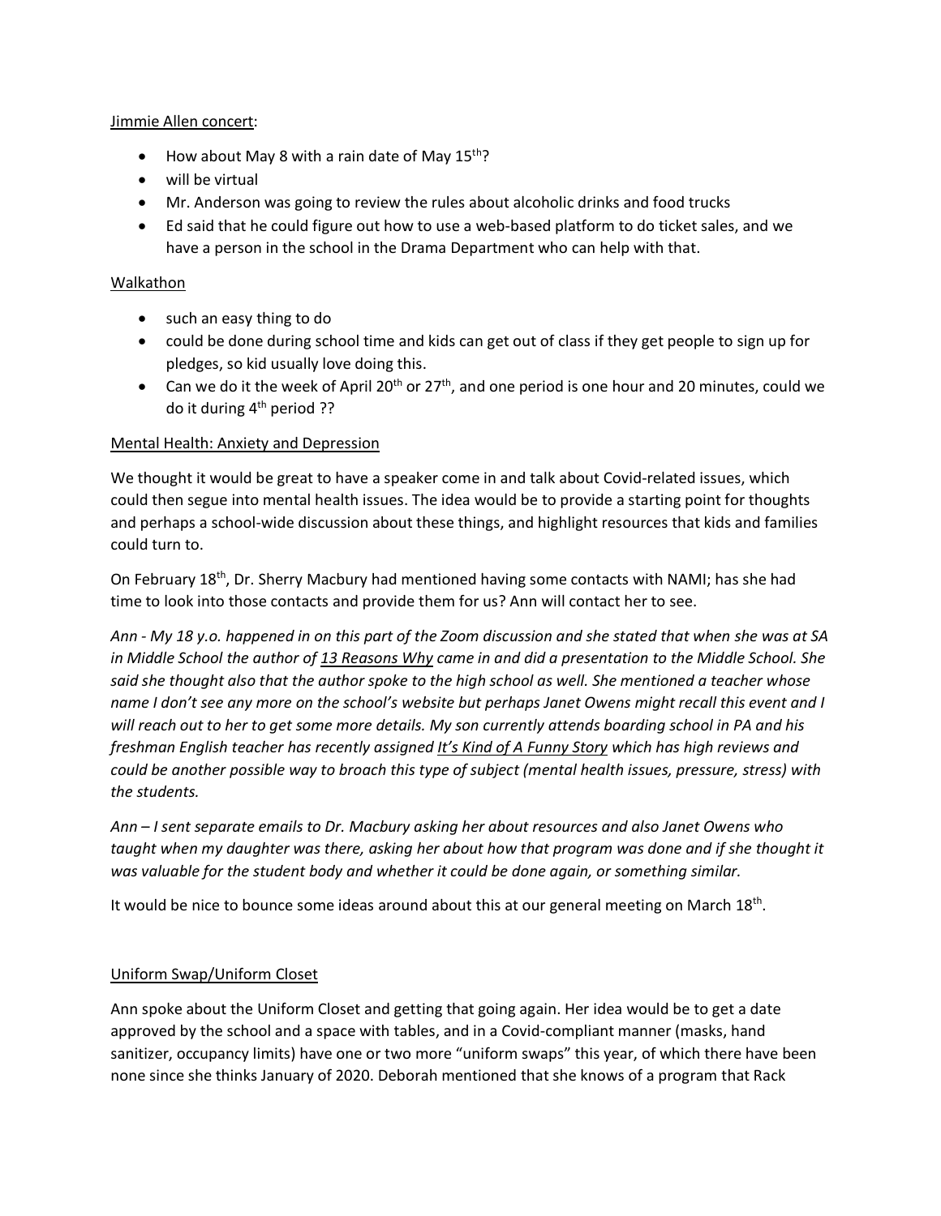<u>Jimmie Allen concert</u>:

- How about May 8 with a rain date of May 15th?
- will be virtual
- Mr. Anderson was going to review the rules about alcoholic drinks and food trucks
- Ed said that he could figure out how to use a web-based platform to do ticket sales, and we have a person in the school in the Drama Department who can help with that.

<u>Walkathon</u>

- such an easy thing to do
- could be done during school time and kids can get out of class if they get people to sign up for pledges, so kid usually love doing this.
- Can we do it the week of April 20th or 27th, and one period is one hour and 20 minutes, could we do it during 4th period ??

<u>Mental Health: Anxiety and Depression</u>

We thought it would be great to have a speaker come in and talk about Covid-related issues, which could then segue into mental health issues. The idea would be to provide a starting point for thoughts and perhaps a school-wide discussion about these things, and highlight resources that kids and families could turn to.

On February 18th, Dr. Sherry Macbury had mentioned having some contacts with NAMI; has she had time to look into those contacts and provide them for us? Ann will contact her to see.

*Ann - My 18 y.o. happened in on this part of the Zoom discussion and she stated that when she was at SA in Middle School the author of <u>13 Reasons Why</u> came in and did a presentation to the Middle School. She said she thought also that the author spoke to the high school as well. She mentioned a teacher whose name I don't see any more on the school's website but perhaps Janet Owens might recall this event and I will reach out to her to get some more details. My son currently attends boarding school in PA and his freshman English teacher has recently assigned <u>It's Kind of A Funny Story</u> which has high reviews and could be another possible way to broach this type of subject (mental health issues, pressure, stress) with the students.*

*Ann – I sent separate emails to Dr. Macbury asking her about resources and also Janet Owens who taught when my daughter was there, asking her about how that program was done and if she thought it was valuable for the student body and whether it could be done again, or something similar.*

It would be nice to bounce some ideas around about this at our general meeting on March 18th.

<u>Uniform Swap/Uniform Closet</u>

Ann spoke about the Uniform Closet and getting that going again. Her idea would be to get a date approved by the school and a space with tables, and in a Covid-compliant manner (masks, hand sanitizer, occupancy limits) have one or two more "uniform swaps" this year, of which there have been none since she thinks January of 2020. Deborah mentioned that she knows of a program that Rack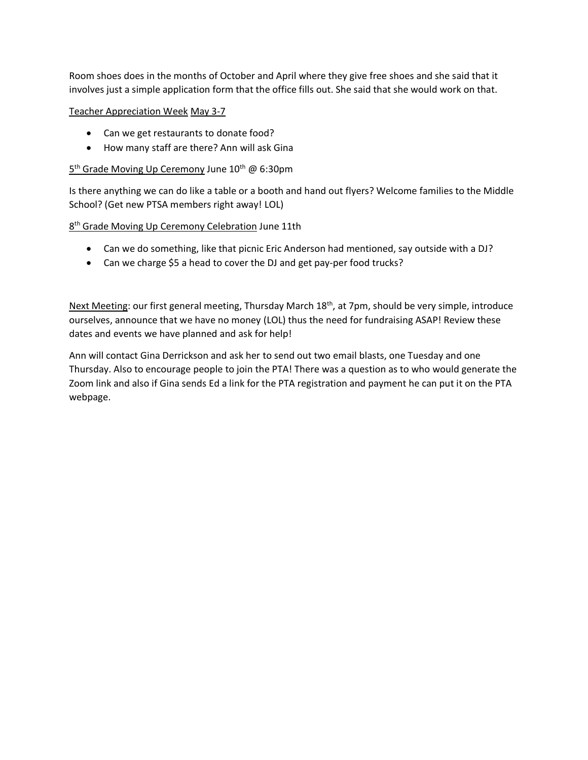Room shoes does in the months of October and April where they give free shoes and she said that it involves just a simple application form that the office fills out. She said that she would work on that.

<u>Teacher Appreciation Week</u> <u>May 3-7</u>

- Can we get restaurants to donate food?
- How many staff are there? Ann will ask Gina

<u>5th Grade Moving Up Ceremony</u> June 10th @ 6:30pm

Is there anything we can do like a table or a booth and hand out flyers? Welcome families to the Middle School? (Get new PTSA members right away! LOL)

<u>8th Grade Moving Up Ceremony Celebration</u> June 11th

- Can we do something, like that picnic Eric Anderson had mentioned, say outside with a DJ?
- Can we charge $5 a head to cover the DJ and get pay-per food trucks?

<u>Next Meeting</u>: our first general meeting, Thursday March 18th, at 7pm, should be very simple, introduce ourselves, announce that we have no money (LOL) thus the need for fundraising ASAP! Review these dates and events we have planned and ask for help!

Ann will contact Gina Derrickson and ask her to send out two email blasts, one Tuesday and one Thursday. Also to encourage people to join the PTA! There was a question as to who would generate the Zoom link and also if Gina sends Ed a link for the PTA registration and payment he can put it on the PTA webpage.